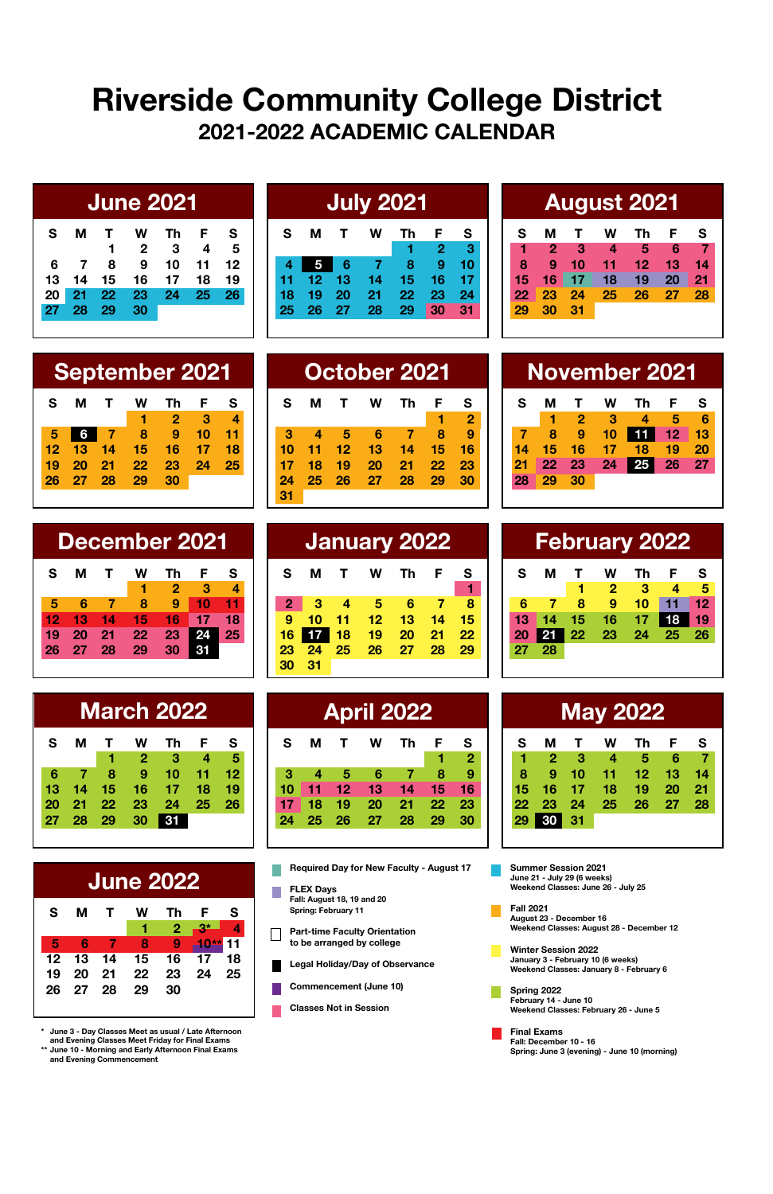# Riverside Community College District

## 2021-2022 ACADEMIC CALENDAR

### June 2021

| S | M | T | W | Th | F | S |
|---|---|---|---|---|---|---|
| | | 1 | 2 | 3 | 4 | 5 |
| 6 | 7 | 8 | 9 | 10 | 11 | 12 |
| 13 | 14 | 15 | 16 | 17 | 18 | 19 |
| 20 | 21 | 22 | 23 | 24 | 25 | 26 |
| 27 | 28 | 29 | 30 | | | |

### July 2021

| S | M | T | W | Th | F | S |
|---|---|---|---|---|---|---|
| | | | | 1 | 2 | 3 |
| 4 | 5 | 6 | 7 | 8 | 9 | 10 |
| 11 | 12 | 13 | 14 | 15 | 16 | 17 |
| 18 | 19 | 20 | 21 | 22 | 23 | 24 |
| 25 | 26 | 27 | 28 | 29 | 30 | 31 |

### August 2021

| S | M | T | W | Th | F | S |
|---|---|---|---|---|---|---|
| 1 | 2 | 3 | 4 | 5 | 6 | 7 |
| 8 | 9 | 10 | 11 | 12 | 13 | 14 |
| 15 | 16 | 17 | 18 | 19 | 20 | 21 |
| 22 | 23 | 24 | 25 | 26 | 27 | 28 |
| 29 | 30 | 31 | | | | |

### September 2021

| S | M | T | W | Th | F | S |
|---|---|---|---|---|---|---|
| | | | 1 | 2 | 3 | 4 |
| 5 | 6 | 7 | 8 | 9 | 10 | 11 |
| 12 | 13 | 14 | 15 | 16 | 17 | 18 |
| 19 | 20 | 21 | 22 | 23 | 24 | 25 |
| 26 | 27 | 28 | 29 | 30 | | |

### October 2021

| S | M | T | W | Th | F | S |
|---|---|---|---|---|---|---|
| | | | | | 1 | 2 |
| 3 | 4 | 5 | 6 | 7 | 8 | 9 |
| 10 | 11 | 12 | 13 | 14 | 15 | 16 |
| 17 | 18 | 19 | 20 | 21 | 22 | 23 |
| 24 | 25 | 26 | 27 | 28 | 29 | 30 |
| 31 | | | | | | |

### November 2021

| S | M | T | W | Th | F | S |
|---|---|---|---|---|---|---|
| | 1 | 2 | 3 | 4 | 5 | 6 |
| 7 | 8 | 9 | 10 | 11 | 12 | 13 |
| 14 | 15 | 16 | 17 | 18 | 19 | 20 |
| 21 | 22 | 23 | 24 | 25 | 26 | 27 |
| 28 | 29 | 30 | | | | |

### December 2021

| S | M | T | W | Th | F | S |
|---|---|---|---|---|---|---|
| | | | 1 | 2 | 3 | 4 |
| 5 | 6 | 7 | 8 | 9 | 10 | 11 |
| 12 | 13 | 14 | 15 | 16 | 17 | 18 |
| 19 | 20 | 21 | 22 | 23 | 24 | 25 |
| 26 | 27 | 28 | 29 | 30 | 31 | |

### January 2022

| S | M | T | W | Th | F | S |
|---|---|---|---|---|---|---|
| | | | | | | 1 |
| 2 | 3 | 4 | 5 | 6 | 7 | 8 |
| 9 | 10 | 11 | 12 | 13 | 14 | 15 |
| 16 | 17 | 18 | 19 | 20 | 21 | 22 |
| 23 | 24 | 25 | 26 | 27 | 28 | 29 |
| 30 | 31 | | | | | |

### February 2022

| S | M | T | W | Th | F | S |
|---|---|---|---|---|---|---|
| | | 1 | 2 | 3 | 4 | 5 |
| 6 | 7 | 8 | 9 | 10 | 11 | 12 |
| 13 | 14 | 15 | 16 | 17 | 18 | 19 |
| 20 | 21 | 22 | 23 | 24 | 25 | 26 |
| 27 | 28 | | | | | |

### March 2022

| S | M | T | W | Th | F | S |
|---|---|---|---|---|---|---|
| | | 1 | 2 | 3 | 4 | 5 |
| 6 | 7 | 8 | 9 | 10 | 11 | 12 |
| 13 | 14 | 15 | 16 | 17 | 18 | 19 |
| 20 | 21 | 22 | 23 | 24 | 25 | 26 |
| 27 | 28 | 29 | 30 | 31 | | |

### April 2022

| S | M | T | W | Th | F | S |
|---|---|---|---|---|---|---|
| | | | | | 1 | 2 |
| 3 | 4 | 5 | 6 | 7 | 8 | 9 |
| 10 | 11 | 12 | 13 | 14 | 15 | 16 |
| 17 | 18 | 19 | 20 | 21 | 22 | 23 |
| 24 | 25 | 26 | 27 | 28 | 29 | 30 |

### May 2022

| S | M | T | W | Th | F | S |
|---|---|---|---|---|---|---|
| 1 | 2 | 3 | 4 | 5 | 6 | 7 |
| 8 | 9 | 10 | 11 | 12 | 13 | 14 |
| 15 | 16 | 17 | 18 | 19 | 20 | 21 |
| 22 | 23 | 24 | 25 | 26 | 27 | 28 |
| 29 | 30 | 31 | | | | |

### June 2022

| S | M | T | W | Th | F | S |
|---|---|---|---|---|---|---|
| | | | 1 | 2 | 3* | 4 |
| 5 | 6 | 7 | 8 | 9 | 10** | 11 |
| 12 | 13 | 14 | 15 | 16 | 17 | 18 |
| 19 | 20 | 21 | 22 | 23 | 24 | 25 |
| 26 | 27 | 28 | 29 | 30 | | |

\* June 3 - Day Classes Meet as usual / Late Afternoon and Evening Classes Meet Friday for Final Exams

** June 10 - Morning and Early Afternoon Final Exams and Evening Commencement

**Required Day for New Faculty - August 17**

**FLEX Days**
Fall: August 18, 19 and 20
Spring: February 11

**Part-time Faculty Orientation to be arranged by college**

**Legal Holiday/Day of Observance**

**Commencement (June 10)**

**Classes Not in Session**

**Summer Session 2021**
June 21 - July 29 (6 weeks)
Weekend Classes: June 26 - July 25

**Fall 2021**
August 23 - December 16
Weekend Classes: August 28 - December 12

**Winter Session 2022**
January 3 - February 10 (6 weeks)
Weekend Classes: January 8 - February 6

**Spring 2022**
February 14 - June 10
Weekend Classes: February 26 - June 5

**Final Exams**
Fall: December 10 - 16
Spring: June 3 (evening) - June 10 (morning)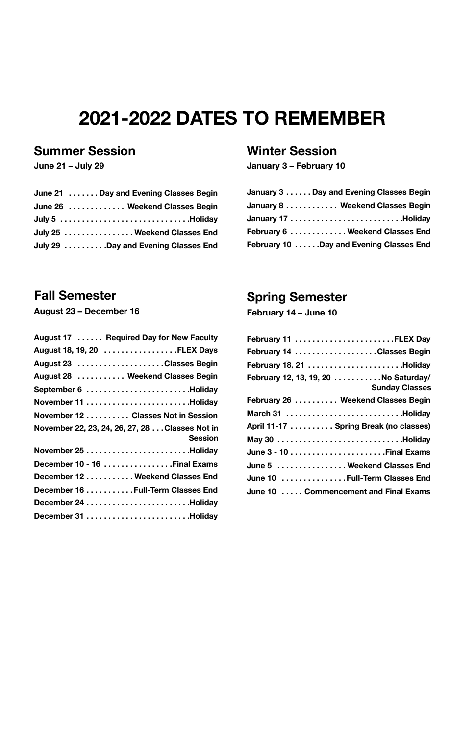# 2021-2022 DATES TO REMEMBER

## Summer Session

**June 21 – July 29**

| | |
|---|---|
| June 21 | Day and Evening Classes Begin |
| June 26 | Weekend Classes Begin |
| July 5 | Holiday |
| July 25 | Weekend Classes End |
| July 29 | Day and Evening Classes End |

## Winter Session

**January 3 – February 10**

| | |
|---|---|
| January 3 | Day and Evening Classes Begin |
| January 8 | Weekend Classes Begin |
| January 17 | Holiday |
| February 6 | Weekend Classes End |
| February 10 | Day and Evening Classes End |

## Fall Semester

**August 23 – December 16**

| | |
|---|---|
| August 17 | Required Day for New Faculty |
| August 18, 19, 20 | FLEX Days |
| August 23 | Classes Begin |
| August 28 | Weekend Classes Begin |
| September 6 | Holiday |
| November 11 | Holiday |
| November 12 | Classes Not in Session |
| November 22, 23, 24, 26, 27, 28 | Classes Not in Session |
| November 25 | Holiday |
| December 10 - 16 | Final Exams |
| December 12 | Weekend Classes End |
| December 16 | Full-Term Classes End |
| December 24 | Holiday |
| December 31 | Holiday |

## Spring Semester

**February 14 – June 10**

| | |
|---|---|
| February 11 | FLEX Day |
| February 14 | Classes Begin |
| February 18, 21 | Holiday |
| February 12, 13, 19, 20 | No Saturday/ Sunday Classes |
| February 26 | Weekend Classes Begin |
| March 31 | Holiday |
| April 11-17 | Spring Break (no classes) |
| May 30 | Holiday |
| June 3 - 10 | Final Exams |
| June 5 | Weekend Classes End |
| June 10 | Full-Term Classes End |
| June 10 | Commencement and Final Exams |